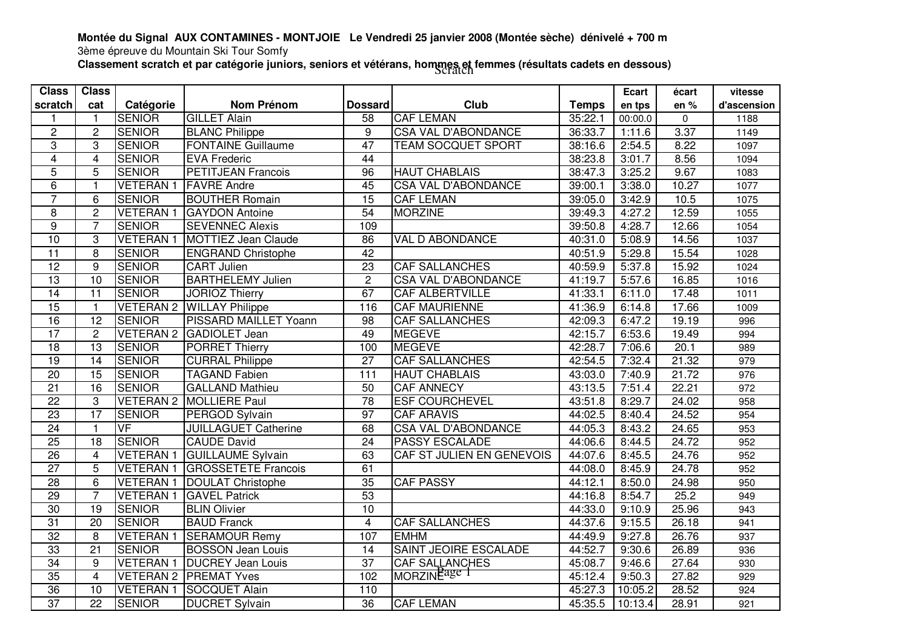**Montée du Signal AUX CONTAMINES - MONTJOIE Le Vendredi 25 janvier 2008 (Montée sèche) dénivelé + 700 m**

3ème épreuve du Mountain Ski Tour Somfy

**Classement scratch et par catégorie juniors, seniors et vétérans, hommes et femmes (résultats cadets en dessous)**

Scratch

| Class scratch | Class cat | Catégorie | Nom Prénom | Dossard | Club | Temps | Ecart en tps | écart en % | vitesse d'ascension |
|---|---|---|---|---|---|---|---|---|---|
| 1 | 1 | SENIOR | GILLET Alain | 58 | CAF LEMAN | 35:22.1 | 00:00.0 | 0 | 1188 |
| 2 | 2 | SENIOR | BLANC Philippe | 9 | CSA VAL D'ABONDANCE | 36:33.7 | 1:11.6 | 3.37 | 1149 |
| 3 | 3 | SENIOR | FONTAINE Guillaume | 47 | TEAM SOCQUET SPORT | 38:16.6 | 2:54.5 | 8.22 | 1097 |
| 4 | 4 | SENIOR | EVA Frederic | 44 | | 38:23.8 | 3:01.7 | 8.56 | 1094 |
| 5 | 5 | SENIOR | PETITJEAN Francois | 96 | HAUT CHABLAIS | 38:47.3 | 3:25.2 | 9.67 | 1083 |
| 6 | 1 | VETERAN 1 | FAVRE Andre | 45 | CSA VAL D'ABONDANCE | 39:00.1 | 3:38.0 | 10.27 | 1077 |
| 7 | 6 | SENIOR | BOUTHER Romain | 15 | CAF LEMAN | 39:05.0 | 3:42.9 | 10.5 | 1075 |
| 8 | 2 | VETERAN 1 | GAYDON Antoine | 54 | MORZINE | 39:49.3 | 4:27.2 | 12.59 | 1055 |
| 9 | 7 | SENIOR | SEVENNEC Alexis | 109 | | 39:50.8 | 4:28.7 | 12.66 | 1054 |
| 10 | 3 | VETERAN 1 | MOTTIEZ Jean Claude | 86 | VAL D ABONDANCE | 40:31.0 | 5:08.9 | 14.56 | 1037 |
| 11 | 8 | SENIOR | ENGRAND Christophe | 42 | | 40:51.9 | 5:29.8 | 15.54 | 1028 |
| 12 | 9 | SENIOR | CART Julien | 23 | CAF SALLANCHES | 40:59.9 | 5:37.8 | 15.92 | 1024 |
| 13 | 10 | SENIOR | BARTHELEMY Julien | 2 | CSA VAL D'ABONDANCE | 41:19.7 | 5:57.6 | 16.85 | 1016 |
| 14 | 11 | SENIOR | JORIOZ Thierry | 67 | CAF ALBERTVILLE | 41:33.1 | 6:11.0 | 17.48 | 1011 |
| 15 | 1 | VETERAN 2 | WILLAY Philippe | 116 | CAF MAURIENNE | 41:36.9 | 6:14.8 | 17.66 | 1009 |
| 16 | 12 | SENIOR | PISSARD MAILLET Yoann | 98 | CAF SALLANCHES | 42:09.3 | 6:47.2 | 19.19 | 996 |
| 17 | 2 | VETERAN 2 | GADIOLET Jean | 49 | MEGEVE | 42:15.7 | 6:53.6 | 19.49 | 994 |
| 18 | 13 | SENIOR | PORRET Thierry | 100 | MEGEVE | 42:28.7 | 7:06.6 | 20.1 | 989 |
| 19 | 14 | SENIOR | CURRAL Philippe | 27 | CAF SALLANCHES | 42:54.5 | 7:32.4 | 21.32 | 979 |
| 20 | 15 | SENIOR | TAGAND Fabien | 111 | HAUT CHABLAIS | 43:03.0 | 7:40.9 | 21.72 | 976 |
| 21 | 16 | SENIOR | GALLAND Mathieu | 50 | CAF ANNECY | 43:13.5 | 7:51.4 | 22.21 | 972 |
| 22 | 3 | VETERAN 2 | MOLLIERE Paul | 78 | ESF COURCHEVEL | 43:51.8 | 8:29.7 | 24.02 | 958 |
| 23 | 17 | SENIOR | PERGOD Sylvain | 97 | CAF ARAVIS | 44:02.5 | 8:40.4 | 24.52 | 954 |
| 24 | 1 | VF | JUILLAGUET Catherine | 68 | CSA VAL D'ABONDANCE | 44:05.3 | 8:43.2 | 24.65 | 953 |
| 25 | 18 | SENIOR | CAUDE David | 24 | PASSY ESCALADE | 44:06.6 | 8:44.5 | 24.72 | 952 |
| 26 | 4 | VETERAN 1 | GUILLAUME Sylvain | 63 | CAF ST JULIEN EN GENEVOIS | 44:07.6 | 8:45.5 | 24.76 | 952 |
| 27 | 5 | VETERAN 1 | GROSSETETE Francois | 61 | | 44:08.0 | 8:45.9 | 24.78 | 952 |
| 28 | 6 | VETERAN 1 | DOULAT Christophe | 35 | CAF PASSY | 44:12.1 | 8:50.0 | 24.98 | 950 |
| 29 | 7 | VETERAN 1 | GAVEL Patrick | 53 | | 44:16.8 | 8:54.7 | 25.2 | 949 |
| 30 | 19 | SENIOR | BLIN Olivier | 10 | | 44:33.0 | 9:10.9 | 25.96 | 943 |
| 31 | 20 | SENIOR | BAUD Franck | 4 | CAF SALLANCHES | 44:37.6 | 9:15.5 | 26.18 | 941 |
| 32 | 8 | VETERAN 1 | SERAMOUR Remy | 107 | EMHM | 44:49.9 | 9:27.8 | 26.76 | 937 |
| 33 | 21 | SENIOR | BOSSON Jean Louis | 14 | SAINT JEOIRE ESCALADE | 44:52.7 | 9:30.6 | 26.89 | 936 |
| 34 | 9 | VETERAN 1 | DUCREY Jean Louis | 37 | CAF SALLANCHES | 45:08.7 | 9:46.6 | 27.64 | 930 |
| 35 | 4 | VETERAN 2 | PREMAT Yves | 102 | MORZINE | 45:12.4 | 9:50.3 | 27.82 | 929 |
| 36 | 10 | VETERAN 1 | SOCQUET Alain | 110 | | 45:27.3 | 10:05.2 | 28.52 | 924 |
| 37 | 22 | SENIOR | DUCRET Sylvain | 36 | CAF LEMAN | 45:35.5 | 10:13.4 | 28.91 | 921 |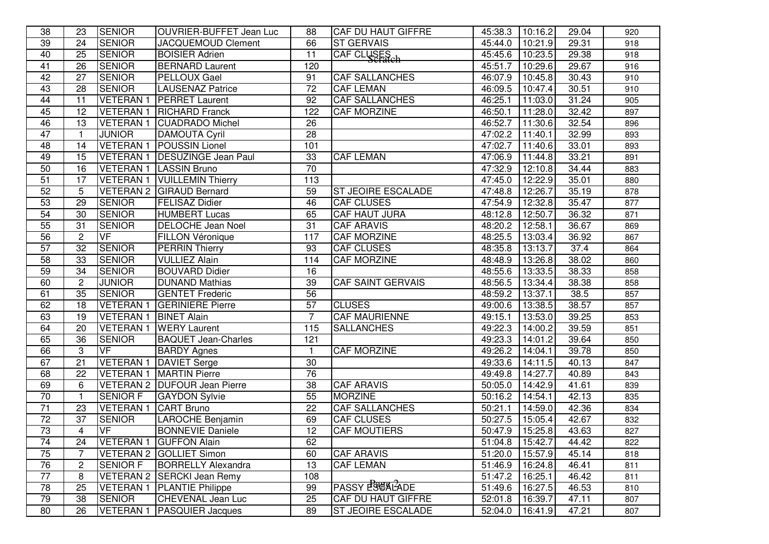| | | | | | | | | | |
|---|---|---|---|---|---|---|---|---|---|
| 38 | 23 | SENIOR | OUVRIER-BUFFET Jean Luc | 88 | CAF DU HAUT GIFFRE | 45:38.3 | 10:16.2 | 29.04 | 920 |
| 39 | 24 | SENIOR | JACQUEMOUD Clement | 66 | ST GERVAIS | 45:44.0 | 10:21.9 | 29.31 | 918 |
| 40 | 25 | SENIOR | BOISIER Adrien | 11 | CAF CLUSES | 45:45.6 | 10:23.5 | 29.38 | 918 |
| 41 | 26 | SENIOR | BERNARD Laurent | 120 | | 45:51.7 | 10:29.6 | 29.67 | 916 |
| 42 | 27 | SENIOR | PELLOUX Gael | 91 | CAF SALLANCHES | 46:07.9 | 10:45.8 | 30.43 | 910 |
| 43 | 28 | SENIOR | LAUSENAZ Patrice | 72 | CAF LEMAN | 46:09.5 | 10:47.4 | 30.51 | 910 |
| 44 | 11 | VETERAN 1 | PERRET Laurent | 92 | CAF SALLANCHES | 46:25.1 | 11:03.0 | 31.24 | 905 |
| 45 | 12 | VETERAN 1 | RICHARD Franck | 122 | CAF MORZINE | 46:50.1 | 11:28.0 | 32.42 | 897 |
| 46 | 13 | VETERAN 1 | CUADRADO Michel | 26 | | 46:52.7 | 11:30.6 | 32.54 | 896 |
| 47 | 1 | JUNIOR | DAMOUTA Cyril | 28 | | 47:02.2 | 11:40.1 | 32.99 | 893 |
| 48 | 14 | VETERAN 1 | POUSSIN Lionel | 101 | | 47:02.7 | 11:40.6 | 33.01 | 893 |
| 49 | 15 | VETERAN 1 | DESUZINGE Jean Paul | 33 | CAF LEMAN | 47:06.9 | 11:44.8 | 33.21 | 891 |
| 50 | 16 | VETERAN 1 | LASSIN Bruno | 70 | | 47:32.9 | 12:10.8 | 34.44 | 883 |
| 51 | 17 | VETERAN 1 | VUILLEMIN Thierry | 113 | | 47:45.0 | 12:22.9 | 35.01 | 880 |
| 52 | 5 | VETERAN 2 | GIRAUD Bernard | 59 | ST JEOIRE ESCALADE | 47:48.8 | 12:26.7 | 35.19 | 878 |
| 53 | 29 | SENIOR | FELISAZ Didier | 46 | CAF CLUSES | 47:54.9 | 12:32.8 | 35.47 | 877 |
| 54 | 30 | SENIOR | HUMBERT Lucas | 65 | CAF HAUT JURA | 48:12.8 | 12:50.7 | 36.32 | 871 |
| 55 | 31 | SENIOR | DELOCHE Jean Noel | 31 | CAF ARAVIS | 48:20.2 | 12:58.1 | 36.67 | 869 |
| 56 | 2 | VF | FILLON Véronique | 117 | CAF MORZINE | 48:25.5 | 13:03.4 | 36.92 | 867 |
| 57 | 32 | SENIOR | PERRIN Thierry | 93 | CAF CLUSES | 48:35.8 | 13:13.7 | 37.4 | 864 |
| 58 | 33 | SENIOR | VULLIEZ Alain | 114 | CAF MORZINE | 48:48.9 | 13:26.8 | 38.02 | 860 |
| 59 | 34 | SENIOR | BOUVARD Didier | 16 | | 48:55.6 | 13:33.5 | 38.33 | 858 |
| 60 | 2 | JUNIOR | DUNAND Mathias | 39 | CAF SAINT GERVAIS | 48:56.5 | 13:34.4 | 38.38 | 858 |
| 61 | 35 | SENIOR | GENTET Frederic | 56 | | 48:59.2 | 13:37.1 | 38.5 | 857 |
| 62 | 18 | VETERAN 1 | GERINIERE Pierre | 57 | CLUSES | 49:00.6 | 13:38.5 | 38.57 | 857 |
| 63 | 19 | VETERAN 1 | BINET Alain | 7 | CAF MAURIENNE | 49:15.1 | 13:53.0 | 39.25 | 853 |
| 64 | 20 | VETERAN 1 | WERY Laurent | 115 | SALLANCHES | 49:22.3 | 14:00.2 | 39.59 | 851 |
| 65 | 36 | SENIOR | BAQUET Jean-Charles | 121 | | 49:23.3 | 14:01.2 | 39.64 | 850 |
| 66 | 3 | VF | BARDY Agnes | 1 | CAF MORZINE | 49:26.2 | 14:04.1 | 39.78 | 850 |
| 67 | 21 | VETERAN 1 | DAVIET Serge | 30 | | 49:33.6 | 14:11.5 | 40.13 | 847 |
| 68 | 22 | VETERAN 1 | MARTIN Pierre | 76 | | 49:49.8 | 14:27.7 | 40.89 | 843 |
| 69 | 6 | VETERAN 2 | DUFOUR Jean Pierre | 38 | CAF ARAVIS | 50:05.0 | 14:42.9 | 41.61 | 839 |
| 70 | 1 | SENIOR F | GAYDON Sylvie | 55 | MORZINE | 50:16.2 | 14:54.1 | 42.13 | 835 |
| 71 | 23 | VETERAN 1 | CART Bruno | 22 | CAF SALLANCHES | 50:21.1 | 14:59.0 | 42.36 | 834 |
| 72 | 37 | SENIOR | LAROCHE Benjamin | 69 | CAF CLUSES | 50:27.5 | 15:05.4 | 42.67 | 832 |
| 73 | 4 | VF | BONNEVIE Daniele | 12 | CAF MOUTIERS | 50:47.9 | 15:25.8 | 43.63 | 827 |
| 74 | 24 | VETERAN 1 | GUFFON Alain | 62 | | 51:04.8 | 15:42.7 | 44.42 | 822 |
| 75 | 7 | VETERAN 2 | GOLLIET Simon | 60 | CAF ARAVIS | 51:20.0 | 15:57.9 | 45.14 | 818 |
| 76 | 2 | SENIOR F | BORRELLY Alexandra | 13 | CAF LEMAN | 51:46.9 | 16:24.8 | 46.41 | 811 |
| 77 | 8 | VETERAN 2 | SERCKI Jean Remy | 108 | | 51:47.2 | 16:25.1 | 46.42 | 811 |
| 78 | 25 | VETERAN 1 | PLANTIE Philippe | 99 | PASSY ESCALADE | 51:49.6 | 16:27.5 | 46.53 | 810 |
| 79 | 38 | SENIOR | CHEVENAL Jean Luc | 25 | CAF DU HAUT GIFFRE | 52:01.8 | 16:39.7 | 47.11 | 807 |
| 80 | 26 | VETERAN 1 | PASQUIER Jacques | 89 | ST JEOIRE ESCALADE | 52:04.0 | 16:41.9 | 47.21 | 807 |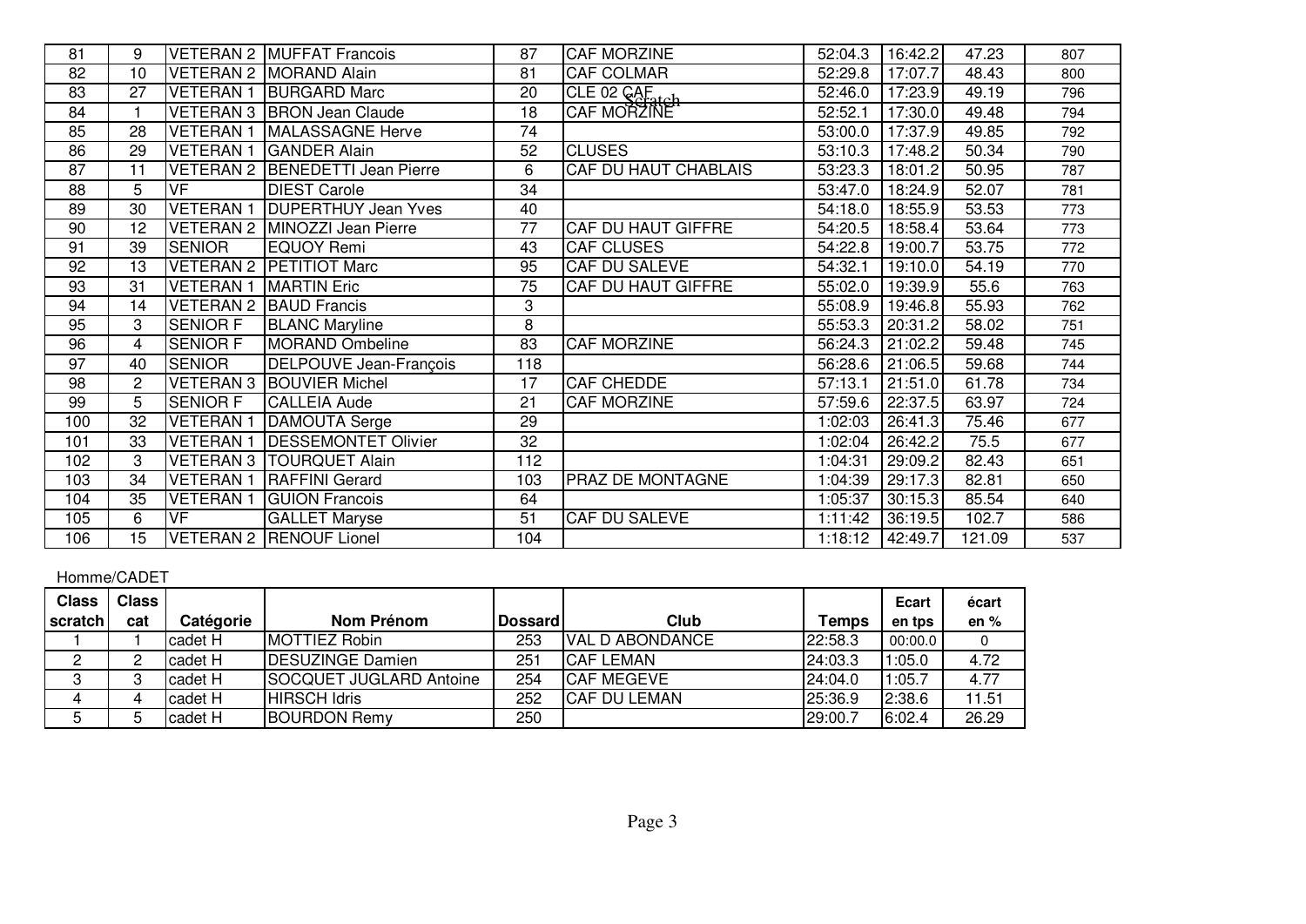| | | | | | | | | | |
|---|---|---|---|---|---|---|---|---|---|
| 81 | 9 | VETERAN 2 | MUFFAT Francois | 87 | CAF MORZINE | 52:04.3 | 16:42.2 | 47.23 | 807 |
| 82 | 10 | VETERAN 2 | MORAND Alain | 81 | CAF COLMAR | 52:29.8 | 17:07.7 | 48.43 | 800 |
| 83 | 27 | VETERAN 1 | BURGARD Marc | 20 | CLE 02 CAF | 52:46.0 | 17:23.9 | 49.19 | 796 |
| 84 | 1 | VETERAN 3 | BRON Jean Claude | 18 | CAF MORZINE | 52:52.1 | 17:30.0 | 49.48 | 794 |
| 85 | 28 | VETERAN 1 | MALASSAGNE Herve | 74 | | 53:00.0 | 17:37.9 | 49.85 | 792 |
| 86 | 29 | VETERAN 1 | GANDER Alain | 52 | CLUSES | 53:10.3 | 17:48.2 | 50.34 | 790 |
| 87 | 11 | VETERAN 2 | BENEDETTI Jean Pierre | 6 | CAF DU HAUT CHABLAIS | 53:23.3 | 18:01.2 | 50.95 | 787 |
| 88 | 5 | VF | DIEST Carole | 34 | | 53:47.0 | 18:24.9 | 52.07 | 781 |
| 89 | 30 | VETERAN 1 | DUPERTHUY Jean Yves | 40 | | 54:18.0 | 18:55.9 | 53.53 | 773 |
| 90 | 12 | VETERAN 2 | MINOZZI Jean Pierre | 77 | CAF DU HAUT GIFFRE | 54:20.5 | 18:58.4 | 53.64 | 773 |
| 91 | 39 | SENIOR | EQUOY Remi | 43 | CAF CLUSES | 54:22.8 | 19:00.7 | 53.75 | 772 |
| 92 | 13 | VETERAN 2 | PETITIOT Marc | 95 | CAF DU SALEVE | 54:32.1 | 19:10.0 | 54.19 | 770 |
| 93 | 31 | VETERAN 1 | MARTIN Eric | 75 | CAF DU HAUT GIFFRE | 55:02.0 | 19:39.9 | 55.6 | 763 |
| 94 | 14 | VETERAN 2 | BAUD Francis | 3 | | 55:08.9 | 19:46.8 | 55.93 | 762 |
| 95 | 3 | SENIOR F | BLANC Maryline | 8 | | 55:53.3 | 20:31.2 | 58.02 | 751 |
| 96 | 4 | SENIOR F | MORAND Ombeline | 83 | CAF MORZINE | 56:24.3 | 21:02.2 | 59.48 | 745 |
| 97 | 40 | SENIOR | DELPOUVE Jean-François | 118 | | 56:28.6 | 21:06.5 | 59.68 | 744 |
| 98 | 2 | VETERAN 3 | BOUVIER Michel | 17 | CAF CHEDDE | 57:13.1 | 21:51.0 | 61.78 | 734 |
| 99 | 5 | SENIOR F | CALLEIA Aude | 21 | CAF MORZINE | 57:59.6 | 22:37.5 | 63.97 | 724 |
| 100 | 32 | VETERAN 1 | DAMOUTA Serge | 29 | | 1:02:03 | 26:41.3 | 75.46 | 677 |
| 101 | 33 | VETERAN 1 | DESSEMONTET Olivier | 32 | | 1:02:04 | 26:42.2 | 75.5 | 677 |
| 102 | 3 | VETERAN 3 | TOURQUET Alain | 112 | | 1:04:31 | 29:09.2 | 82.43 | 651 |
| 103 | 34 | VETERAN 1 | RAFFINI Gerard | 103 | PRAZ DE MONTAGNE | 1:04:39 | 29:17.3 | 82.81 | 650 |
| 104 | 35 | VETERAN 1 | GUION Francois | 64 | | 1:05:37 | 30:15.3 | 85.54 | 640 |
| 105 | 6 | VF | GALLET Maryse | 51 | CAF DU SALEVE | 1:11:42 | 36:19.5 | 102.7 | 586 |
| 106 | 15 | VETERAN 2 | RENOUF Lionel | 104 | | 1:18:12 | 42:49.7 | 121.09 | 537 |

Homme/CADET

| Class scratch | Class cat | Catégorie | Nom Prénom | Dossard | Club | Temps | Ecart en tps | écart en % |
|---|---|---|---|---|---|---|---|---|
| 1 | 1 | cadet H | MOTTIEZ Robin | 253 | VAL D ABONDANCE | 22:58.3 | 00:00.0 | 0 |
| 2 | 2 | cadet H | DESUZINGE Damien | 251 | CAF LEMAN | 24:03.3 | 1:05.0 | 4.72 |
| 3 | 3 | cadet H | SOCQUET JUGLARD Antoine | 254 | CAF MEGEVE | 24:04.0 | 1:05.7 | 4.77 |
| 4 | 4 | cadet H | HIRSCH Idris | 252 | CAF DU LEMAN | 25:36.9 | 2:38.6 | 11.51 |
| 5 | 5 | cadet H | BOURDON Remy | 250 | | 29:00.7 | 6:02.4 | 26.29 |